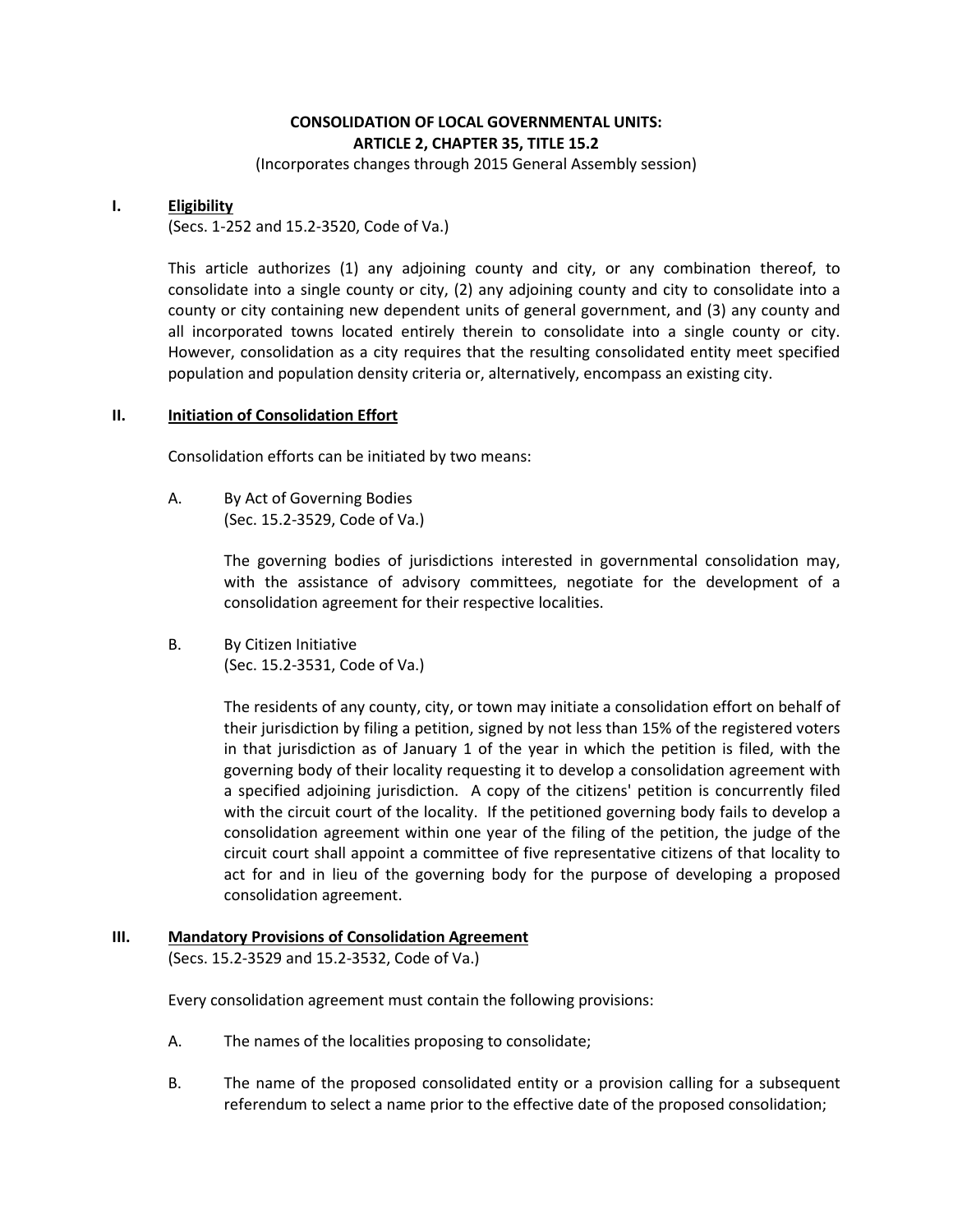# CONSOLIDATION OF LOCAL GOVERNMENTAL UNITS: ARTICLE 2, CHAPTER 35, TITLE 15.2

(Incorporates changes through 2015 General Assembly session)

## I. Eligibility

(Secs. 1-252 and 15.2-3520, Code of Va.)

This article authorizes (1) any adjoining county and city, or any combination thereof, to consolidate into a single county or city, (2) any adjoining county and city to consolidate into a county or city containing new dependent units of general government, and (3) any county and all incorporated towns located entirely therein to consolidate into a single county or city. However, consolidation as a city requires that the resulting consolidated entity meet specified population and population density criteria or, alternatively, encompass an existing city.

## II. Initiation of Consolidation Effort

Consolidation efforts can be initiated by two means:

A. By Act of Governing Bodies
(Sec. 15.2-3529, Code of Va.)

The governing bodies of jurisdictions interested in governmental consolidation may, with the assistance of advisory committees, negotiate for the development of a consolidation agreement for their respective localities.

B. By Citizen Initiative
(Sec. 15.2-3531, Code of Va.)

The residents of any county, city, or town may initiate a consolidation effort on behalf of their jurisdiction by filing a petition, signed by not less than 15% of the registered voters in that jurisdiction as of January 1 of the year in which the petition is filed, with the governing body of their locality requesting it to develop a consolidation agreement with a specified adjoining jurisdiction. A copy of the citizens' petition is concurrently filed with the circuit court of the locality. If the petitioned governing body fails to develop a consolidation agreement within one year of the filing of the petition, the judge of the circuit court shall appoint a committee of five representative citizens of that locality to act for and in lieu of the governing body for the purpose of developing a proposed consolidation agreement.

## III. Mandatory Provisions of Consolidation Agreement

(Secs. 15.2-3529 and 15.2-3532, Code of Va.)

Every consolidation agreement must contain the following provisions:

A. The names of the localities proposing to consolidate;

B. The name of the proposed consolidated entity or a provision calling for a subsequent referendum to select a name prior to the effective date of the proposed consolidation;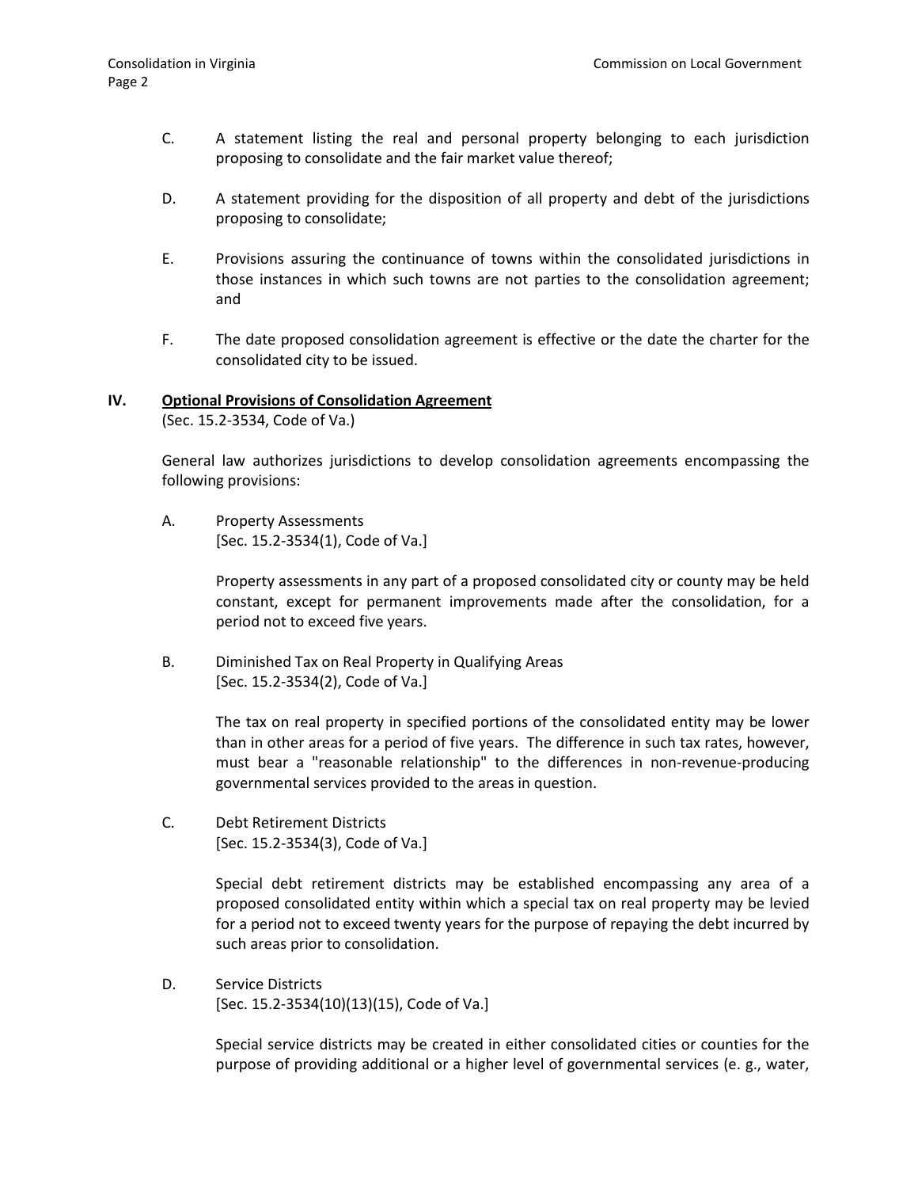C. A statement listing the real and personal property belonging to each jurisdiction proposing to consolidate and the fair market value thereof;

D. A statement providing for the disposition of all property and debt of the jurisdictions proposing to consolidate;

E. Provisions assuring the continuance of towns within the consolidated jurisdictions in those instances in which such towns are not parties to the consolidation agreement; and

F. The date proposed consolidation agreement is effective or the date the charter for the consolidated city to be issued.

## IV. Optional Provisions of Consolidation Agreement

(Sec. 15.2-3534, Code of Va.)

General law authorizes jurisdictions to develop consolidation agreements encompassing the following provisions:

A. Property Assessments
[Sec. 15.2-3534(1), Code of Va.]

Property assessments in any part of a proposed consolidated city or county may be held constant, except for permanent improvements made after the consolidation, for a period not to exceed five years.

B. Diminished Tax on Real Property in Qualifying Areas
[Sec. 15.2-3534(2), Code of Va.]

The tax on real property in specified portions of the consolidated entity may be lower than in other areas for a period of five years. The difference in such tax rates, however, must bear a "reasonable relationship" to the differences in non-revenue-producing governmental services provided to the areas in question.

C. Debt Retirement Districts
[Sec. 15.2-3534(3), Code of Va.]

Special debt retirement districts may be established encompassing any area of a proposed consolidated entity within which a special tax on real property may be levied for a period not to exceed twenty years for the purpose of repaying the debt incurred by such areas prior to consolidation.

D. Service Districts
[Sec. 15.2-3534(10)(13)(15), Code of Va.]

Special service districts may be created in either consolidated cities or counties for the purpose of providing additional or a higher level of governmental services (e. g., water,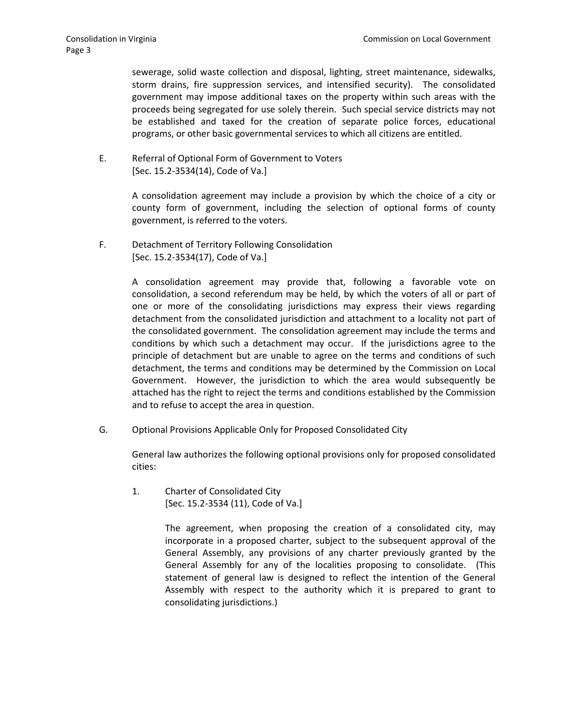sewerage, solid waste collection and disposal, lighting, street maintenance, sidewalks, storm drains, fire suppression services, and intensified security). The consolidated government may impose additional taxes on the property within such areas with the proceeds being segregated for use solely therein. Such special service districts may not be established and taxed for the creation of separate police forces, educational programs, or other basic governmental services to which all citizens are entitled.

E. Referral of Optional Form of Government to Voters
[Sec. 15.2-3534(14), Code of Va.]

A consolidation agreement may include a provision by which the choice of a city or county form of government, including the selection of optional forms of county government, is referred to the voters.

F. Detachment of Territory Following Consolidation
[Sec. 15.2-3534(17), Code of Va.]

A consolidation agreement may provide that, following a favorable vote on consolidation, a second referendum may be held, by which the voters of all or part of one or more of the consolidating jurisdictions may express their views regarding detachment from the consolidated jurisdiction and attachment to a locality not part of the consolidated government. The consolidation agreement may include the terms and conditions by which such a detachment may occur. If the jurisdictions agree to the principle of detachment but are unable to agree on the terms and conditions of such detachment, the terms and conditions may be determined by the Commission on Local Government. However, the jurisdiction to which the area would subsequently be attached has the right to reject the terms and conditions established by the Commission and to refuse to accept the area in question.

G. Optional Provisions Applicable Only for Proposed Consolidated City

General law authorizes the following optional provisions only for proposed consolidated cities:

1. Charter of Consolidated City
[Sec. 15.2-3534 (11), Code of Va.]

The agreement, when proposing the creation of a consolidated city, may incorporate in a proposed charter, subject to the subsequent approval of the General Assembly, any provisions of any charter previously granted by the General Assembly for any of the localities proposing to consolidate. (This statement of general law is designed to reflect the intention of the General Assembly with respect to the authority which it is prepared to grant to consolidating jurisdictions.)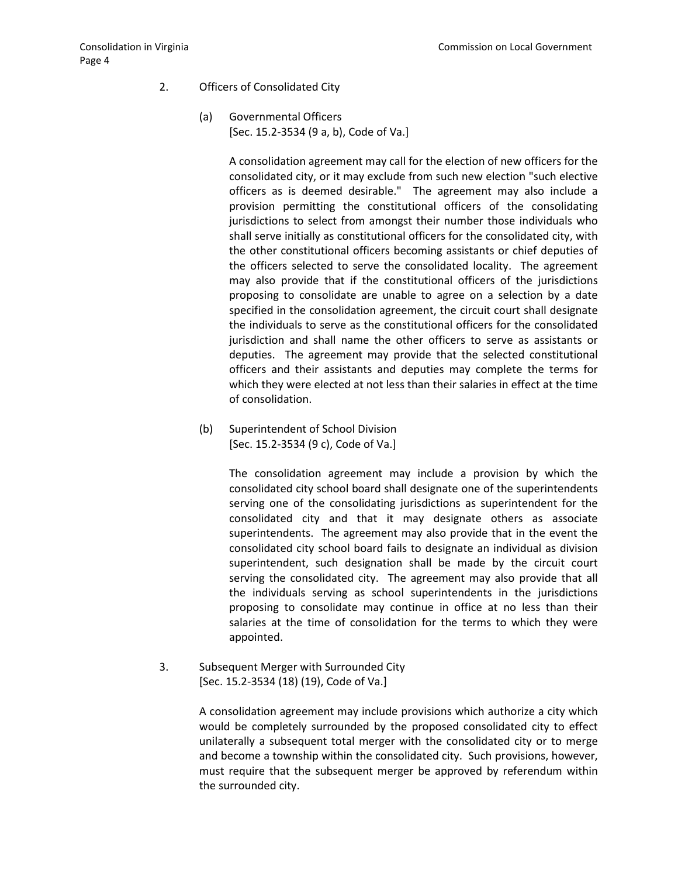2. Officers of Consolidated City

(a) Governmental Officers
[Sec. 15.2-3534 (9 a, b), Code of Va.]

A consolidation agreement may call for the election of new officers for the consolidated city, or it may exclude from such new election "such elective officers as is deemed desirable." The agreement may also include a provision permitting the constitutional officers of the consolidating jurisdictions to select from amongst their number those individuals who shall serve initially as constitutional officers for the consolidated city, with the other constitutional officers becoming assistants or chief deputies of the officers selected to serve the consolidated locality. The agreement may also provide that if the constitutional officers of the jurisdictions proposing to consolidate are unable to agree on a selection by a date specified in the consolidation agreement, the circuit court shall designate the individuals to serve as the constitutional officers for the consolidated jurisdiction and shall name the other officers to serve as assistants or deputies. The agreement may provide that the selected constitutional officers and their assistants and deputies may complete the terms for which they were elected at not less than their salaries in effect at the time of consolidation.

(b) Superintendent of School Division
[Sec. 15.2-3534 (9 c), Code of Va.]

The consolidation agreement may include a provision by which the consolidated city school board shall designate one of the superintendents serving one of the consolidating jurisdictions as superintendent for the consolidated city and that it may designate others as associate superintendents. The agreement may also provide that in the event the consolidated city school board fails to designate an individual as division superintendent, such designation shall be made by the circuit court serving the consolidated city. The agreement may also provide that all the individuals serving as school superintendents in the jurisdictions proposing to consolidate may continue in office at no less than their salaries at the time of consolidation for the terms to which they were appointed.

3. Subsequent Merger with Surrounded City
[Sec. 15.2-3534 (18) (19), Code of Va.]

A consolidation agreement may include provisions which authorize a city which would be completely surrounded by the proposed consolidated city to effect unilaterally a subsequent total merger with the consolidated city or to merge and become a township within the consolidated city. Such provisions, however, must require that the subsequent merger be approved by referendum within the surrounded city.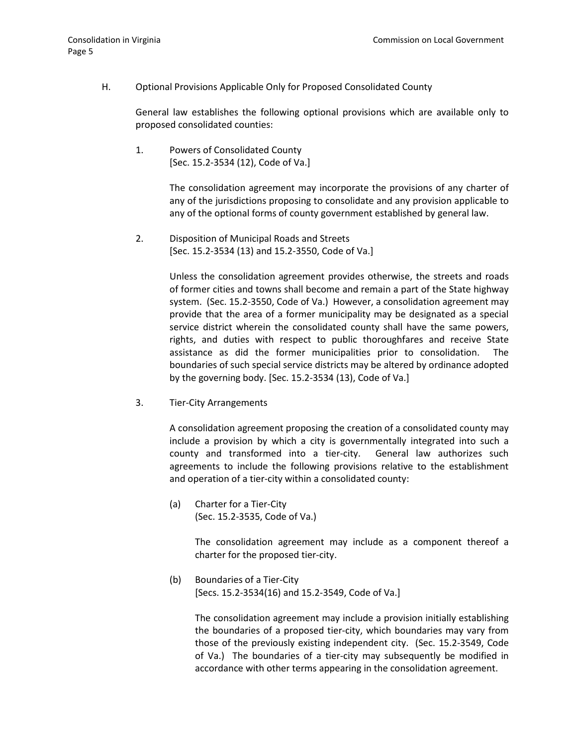H. Optional Provisions Applicable Only for Proposed Consolidated County

General law establishes the following optional provisions which are available only to proposed consolidated counties:

1. Powers of Consolidated County
[Sec. 15.2-3534 (12), Code of Va.]

The consolidation agreement may incorporate the provisions of any charter of any of the jurisdictions proposing to consolidate and any provision applicable to any of the optional forms of county government established by general law.

2. Disposition of Municipal Roads and Streets
[Sec. 15.2-3534 (13) and 15.2-3550, Code of Va.]

Unless the consolidation agreement provides otherwise, the streets and roads of former cities and towns shall become and remain a part of the State highway system. (Sec. 15.2-3550, Code of Va.) However, a consolidation agreement may provide that the area of a former municipality may be designated as a special service district wherein the consolidated county shall have the same powers, rights, and duties with respect to public thoroughfares and receive State assistance as did the former municipalities prior to consolidation. The boundaries of such special service districts may be altered by ordinance adopted by the governing body. [Sec. 15.2-3534 (13), Code of Va.]

3. Tier-City Arrangements

A consolidation agreement proposing the creation of a consolidated county may include a provision by which a city is governmentally integrated into such a county and transformed into a tier-city. General law authorizes such agreements to include the following provisions relative to the establishment and operation of a tier-city within a consolidated county:

(a) Charter for a Tier-City
(Sec. 15.2-3535, Code of Va.)

The consolidation agreement may include as a component thereof a charter for the proposed tier-city.

(b) Boundaries of a Tier-City
[Secs. 15.2-3534(16) and 15.2-3549, Code of Va.]

The consolidation agreement may include a provision initially establishing the boundaries of a proposed tier-city, which boundaries may vary from those of the previously existing independent city. (Sec. 15.2-3549, Code of Va.) The boundaries of a tier-city may subsequently be modified in accordance with other terms appearing in the consolidation agreement.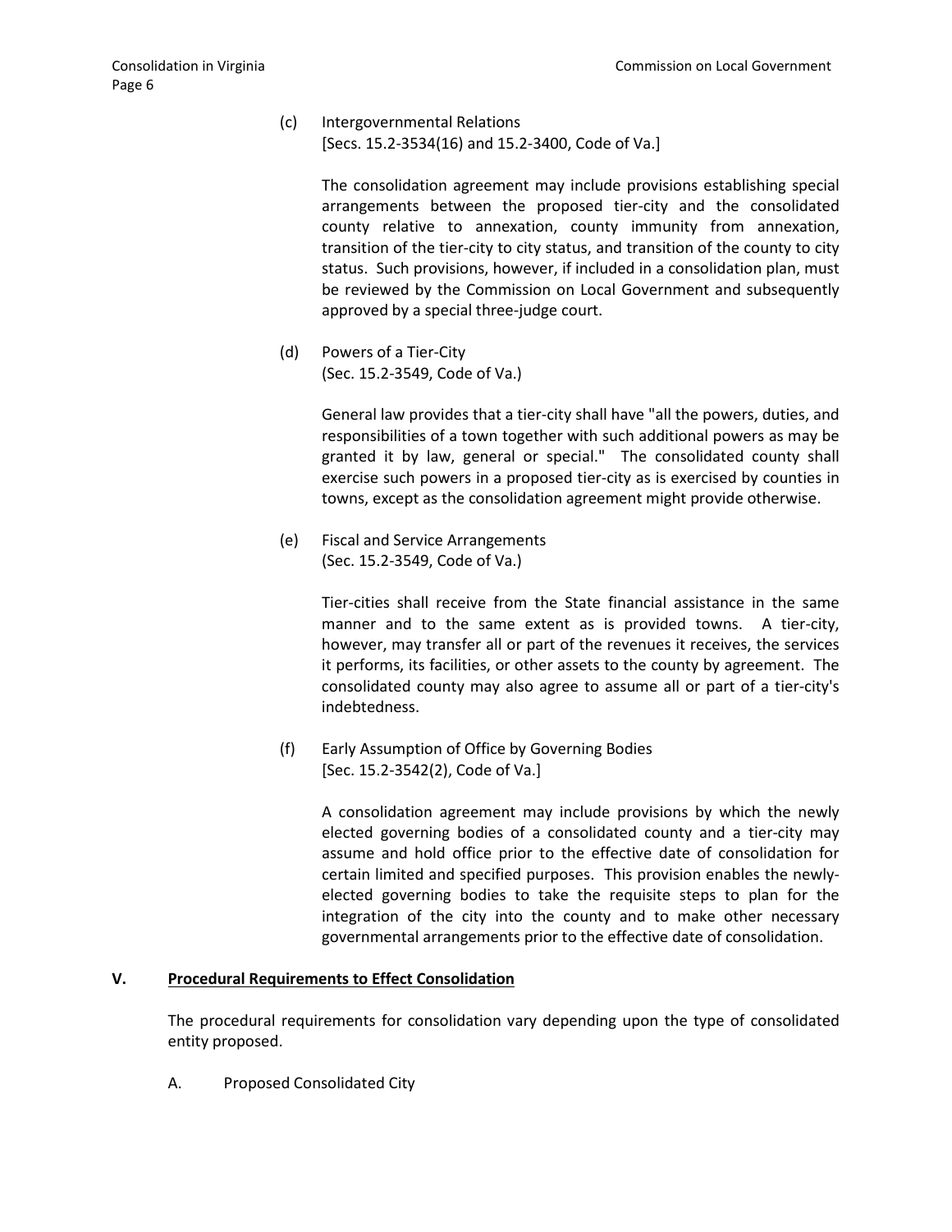(c) Intergovernmental Relations
[Secs. 15.2-3534(16) and 15.2-3400, Code of Va.]

The consolidation agreement may include provisions establishing special arrangements between the proposed tier-city and the consolidated county relative to annexation, county immunity from annexation, transition of the tier-city to city status, and transition of the county to city status. Such provisions, however, if included in a consolidation plan, must be reviewed by the Commission on Local Government and subsequently approved by a special three-judge court.

(d) Powers of a Tier-City
(Sec. 15.2-3549, Code of Va.)

General law provides that a tier-city shall have "all the powers, duties, and responsibilities of a town together with such additional powers as may be granted it by law, general or special." The consolidated county shall exercise such powers in a proposed tier-city as is exercised by counties in towns, except as the consolidation agreement might provide otherwise.

(e) Fiscal and Service Arrangements
(Sec. 15.2-3549, Code of Va.)

Tier-cities shall receive from the State financial assistance in the same manner and to the same extent as is provided towns. A tier-city, however, may transfer all or part of the revenues it receives, the services it performs, its facilities, or other assets to the county by agreement. The consolidated county may also agree to assume all or part of a tier-city's indebtedness.

(f) Early Assumption of Office by Governing Bodies
[Sec. 15.2-3542(2), Code of Va.]

A consolidation agreement may include provisions by which the newly elected governing bodies of a consolidated county and a tier-city may assume and hold office prior to the effective date of consolidation for certain limited and specified purposes. This provision enables the newly-elected governing bodies to take the requisite steps to plan for the integration of the city into the county and to make other necessary governmental arrangements prior to the effective date of consolidation.

## V. Procedural Requirements to Effect Consolidation

The procedural requirements for consolidation vary depending upon the type of consolidated entity proposed.

### A. Proposed Consolidated City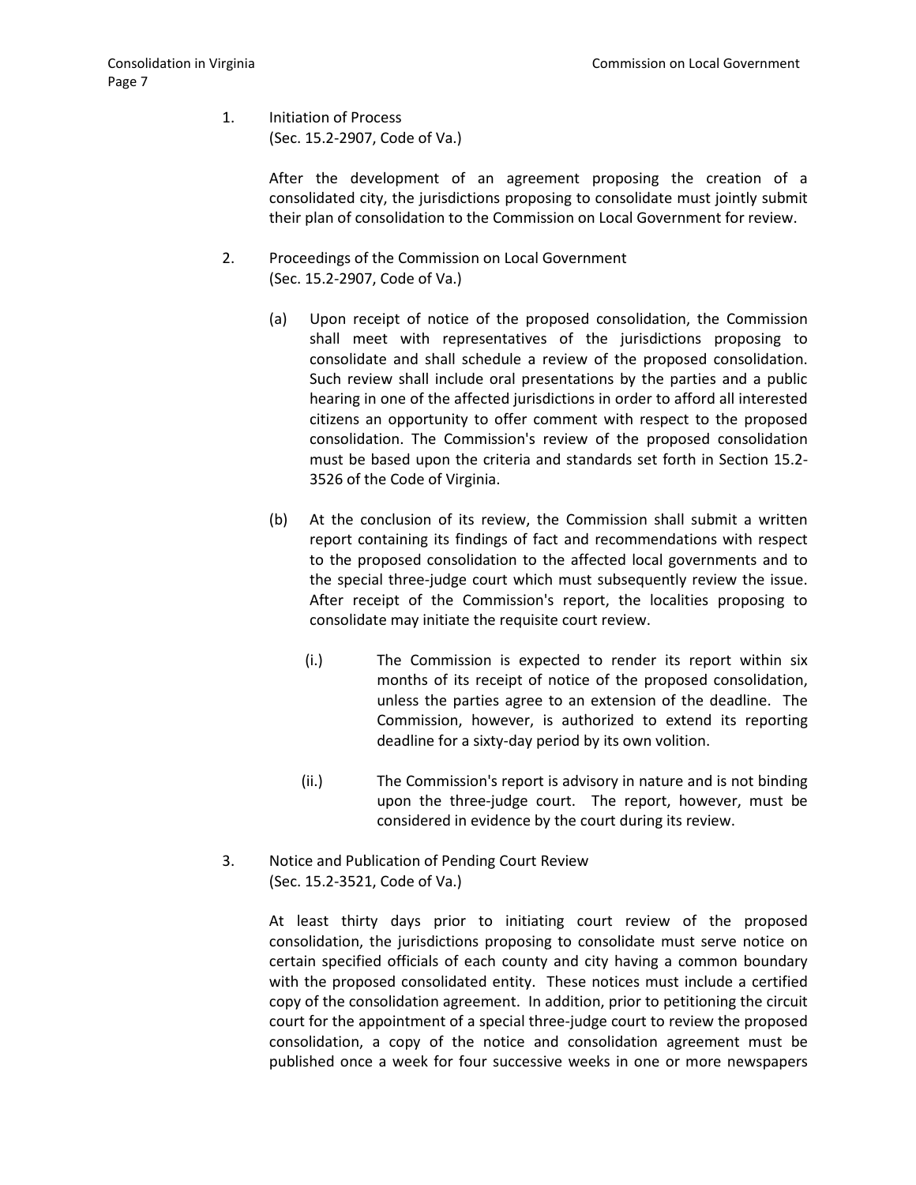1. Initiation of Process
   (Sec. 15.2-2907, Code of Va.)

   After the development of an agreement proposing the creation of a consolidated city, the jurisdictions proposing to consolidate must jointly submit their plan of consolidation to the Commission on Local Government for review.

2. Proceedings of the Commission on Local Government
   (Sec. 15.2-2907, Code of Va.)

   (a) Upon receipt of notice of the proposed consolidation, the Commission shall meet with representatives of the jurisdictions proposing to consolidate and shall schedule a review of the proposed consolidation. Such review shall include oral presentations by the parties and a public hearing in one of the affected jurisdictions in order to afford all interested citizens an opportunity to offer comment with respect to the proposed consolidation. The Commission's review of the proposed consolidation must be based upon the criteria and standards set forth in Section 15.2-3526 of the Code of Virginia.

   (b) At the conclusion of its review, the Commission shall submit a written report containing its findings of fact and recommendations with respect to the proposed consolidation to the affected local governments and to the special three-judge court which must subsequently review the issue. After receipt of the Commission's report, the localities proposing to consolidate may initiate the requisite court review.

      (i.) The Commission is expected to render its report within six months of its receipt of notice of the proposed consolidation, unless the parties agree to an extension of the deadline. The Commission, however, is authorized to extend its reporting deadline for a sixty-day period by its own volition.

      (ii.) The Commission's report is advisory in nature and is not binding upon the three-judge court. The report, however, must be considered in evidence by the court during its review.

3. Notice and Publication of Pending Court Review
   (Sec. 15.2-3521, Code of Va.)

   At least thirty days prior to initiating court review of the proposed consolidation, the jurisdictions proposing to consolidate must serve notice on certain specified officials of each county and city having a common boundary with the proposed consolidated entity. These notices must include a certified copy of the consolidation agreement. In addition, prior to petitioning the circuit court for the appointment of a special three-judge court to review the proposed consolidation, a copy of the notice and consolidation agreement must be published once a week for four successive weeks in one or more newspapers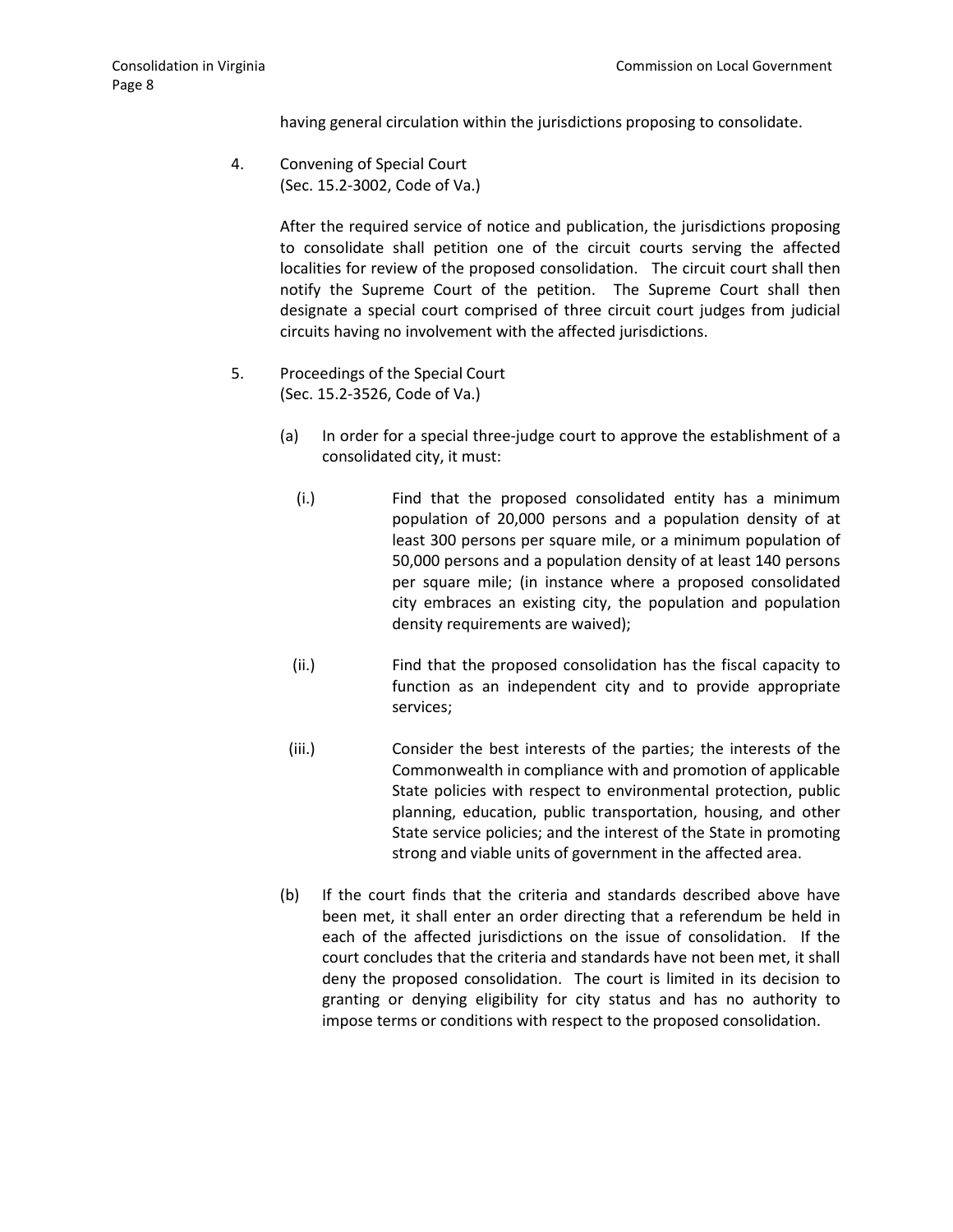having general circulation within the jurisdictions proposing to consolidate.

4. Convening of Special Court
   (Sec. 15.2-3002, Code of Va.)

   After the required service of notice and publication, the jurisdictions proposing to consolidate shall petition one of the circuit courts serving the affected localities for review of the proposed consolidation. The circuit court shall then notify the Supreme Court of the petition. The Supreme Court shall then designate a special court comprised of three circuit court judges from judicial circuits having no involvement with the affected jurisdictions.

5. Proceedings of the Special Court
   (Sec. 15.2-3526, Code of Va.)

   (a) In order for a special three-judge court to approve the establishment of a consolidated city, it must:

      (i.) Find that the proposed consolidated entity has a minimum population of 20,000 persons and a population density of at least 300 persons per square mile, or a minimum population of 50,000 persons and a population density of at least 140 persons per square mile; (in instance where a proposed consolidated city embraces an existing city, the population and population density requirements are waived);

      (ii.) Find that the proposed consolidation has the fiscal capacity to function as an independent city and to provide appropriate services;

      (iii.) Consider the best interests of the parties; the interests of the Commonwealth in compliance with and promotion of applicable State policies with respect to environmental protection, public planning, education, public transportation, housing, and other State service policies; and the interest of the State in promoting strong and viable units of government in the affected area.

   (b) If the court finds that the criteria and standards described above have been met, it shall enter an order directing that a referendum be held in each of the affected jurisdictions on the issue of consolidation. If the court concludes that the criteria and standards have not been met, it shall deny the proposed consolidation. The court is limited in its decision to granting or denying eligibility for city status and has no authority to impose terms or conditions with respect to the proposed consolidation.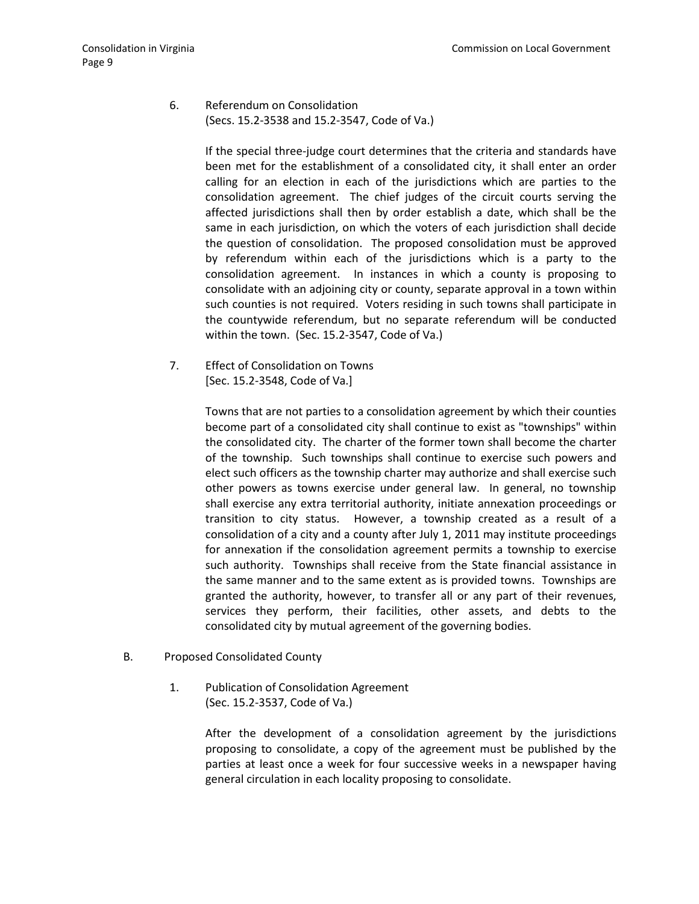6. Referendum on Consolidation
(Secs. 15.2-3538 and 15.2-3547, Code of Va.)

If the special three-judge court determines that the criteria and standards have been met for the establishment of a consolidated city, it shall enter an order calling for an election in each of the jurisdictions which are parties to the consolidation agreement. The chief judges of the circuit courts serving the affected jurisdictions shall then by order establish a date, which shall be the same in each jurisdiction, on which the voters of each jurisdiction shall decide the question of consolidation. The proposed consolidation must be approved by referendum within each of the jurisdictions which is a party to the consolidation agreement. In instances in which a county is proposing to consolidate with an adjoining city or county, separate approval in a town within such counties is not required. Voters residing in such towns shall participate in the countywide referendum, but no separate referendum will be conducted within the town. (Sec. 15.2-3547, Code of Va.)

7. Effect of Consolidation on Towns
[Sec. 15.2-3548, Code of Va.]

Towns that are not parties to a consolidation agreement by which their counties become part of a consolidated city shall continue to exist as "townships" within the consolidated city. The charter of the former town shall become the charter of the township. Such townships shall continue to exercise such powers and elect such officers as the township charter may authorize and shall exercise such other powers as towns exercise under general law. In general, no township shall exercise any extra territorial authority, initiate annexation proceedings or transition to city status. However, a township created as a result of a consolidation of a city and a county after July 1, 2011 may institute proceedings for annexation if the consolidation agreement permits a township to exercise such authority. Townships shall receive from the State financial assistance in the same manner and to the same extent as is provided towns. Townships are granted the authority, however, to transfer all or any part of their revenues, services they perform, their facilities, other assets, and debts to the consolidated city by mutual agreement of the governing bodies.

B. Proposed Consolidated County

1. Publication of Consolidation Agreement
(Sec. 15.2-3537, Code of Va.)

After the development of a consolidation agreement by the jurisdictions proposing to consolidate, a copy of the agreement must be published by the parties at least once a week for four successive weeks in a newspaper having general circulation in each locality proposing to consolidate.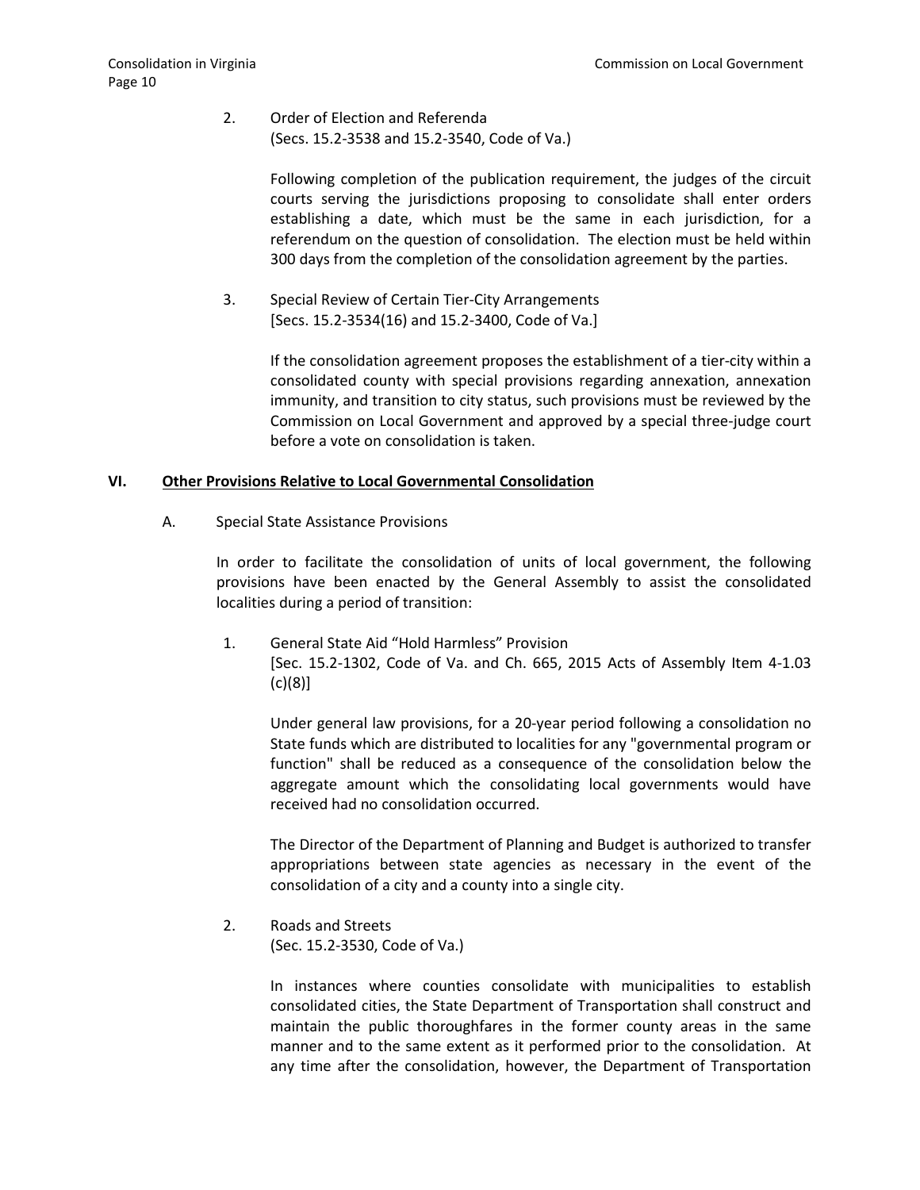2. Order of Election and Referenda
(Secs. 15.2-3538 and 15.2-3540, Code of Va.)

Following completion of the publication requirement, the judges of the circuit courts serving the jurisdictions proposing to consolidate shall enter orders establishing a date, which must be the same in each jurisdiction, for a referendum on the question of consolidation. The election must be held within 300 days from the completion of the consolidation agreement by the parties.

3. Special Review of Certain Tier-City Arrangements
[Secs. 15.2-3534(16) and 15.2-3400, Code of Va.]

If the consolidation agreement proposes the establishment of a tier-city within a consolidated county with special provisions regarding annexation, annexation immunity, and transition to city status, such provisions must be reviewed by the Commission on Local Government and approved by a special three-judge court before a vote on consolidation is taken.

## VI. Other Provisions Relative to Local Governmental Consolidation

### A. Special State Assistance Provisions

In order to facilitate the consolidation of units of local government, the following provisions have been enacted by the General Assembly to assist the consolidated localities during a period of transition:

1. General State Aid "Hold Harmless" Provision
[Sec. 15.2-1302, Code of Va. and Ch. 665, 2015 Acts of Assembly Item 4-1.03 (c)(8)]

Under general law provisions, for a 20-year period following a consolidation no State funds which are distributed to localities for any "governmental program or function" shall be reduced as a consequence of the consolidation below the aggregate amount which the consolidating local governments would have received had no consolidation occurred.

The Director of the Department of Planning and Budget is authorized to transfer appropriations between state agencies as necessary in the event of the consolidation of a city and a county into a single city.

2. Roads and Streets
(Sec. 15.2-3530, Code of Va.)

In instances where counties consolidate with municipalities to establish consolidated cities, the State Department of Transportation shall construct and maintain the public thoroughfares in the former county areas in the same manner and to the same extent as it performed prior to the consolidation. At any time after the consolidation, however, the Department of Transportation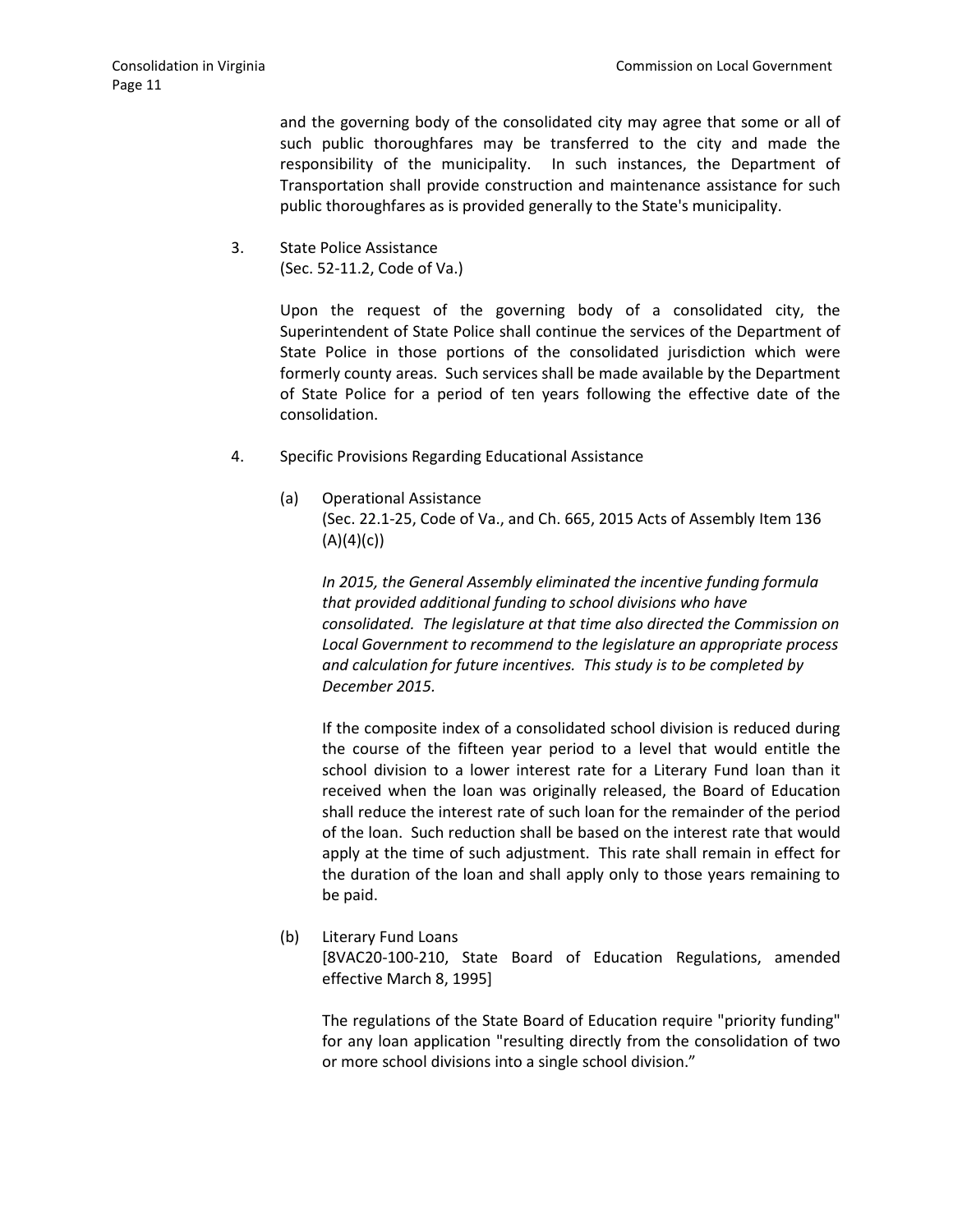and the governing body of the consolidated city may agree that some or all of such public thoroughfares may be transferred to the city and made the responsibility of the municipality. In such instances, the Department of Transportation shall provide construction and maintenance assistance for such public thoroughfares as is provided generally to the State's municipality.

3. State Police Assistance
(Sec. 52-11.2, Code of Va.)

Upon the request of the governing body of a consolidated city, the Superintendent of State Police shall continue the services of the Department of State Police in those portions of the consolidated jurisdiction which were formerly county areas. Such services shall be made available by the Department of State Police for a period of ten years following the effective date of the consolidation.

4. Specific Provisions Regarding Educational Assistance

(a) Operational Assistance
(Sec. 22.1-25, Code of Va., and Ch. 665, 2015 Acts of Assembly Item 136 (A)(4)(c))

*In 2015, the General Assembly eliminated the incentive funding formula that provided additional funding to school divisions who have consolidated. The legislature at that time also directed the Commission on Local Government to recommend to the legislature an appropriate process and calculation for future incentives. This study is to be completed by December 2015.*

If the composite index of a consolidated school division is reduced during the course of the fifteen year period to a level that would entitle the school division to a lower interest rate for a Literary Fund loan than it received when the loan was originally released, the Board of Education shall reduce the interest rate of such loan for the remainder of the period of the loan. Such reduction shall be based on the interest rate that would apply at the time of such adjustment. This rate shall remain in effect for the duration of the loan and shall apply only to those years remaining to be paid.

(b) Literary Fund Loans
[8VAC20-100-210, State Board of Education Regulations, amended effective March 8, 1995]

The regulations of the State Board of Education require "priority funding" for any loan application "resulting directly from the consolidation of two or more school divisions into a single school division."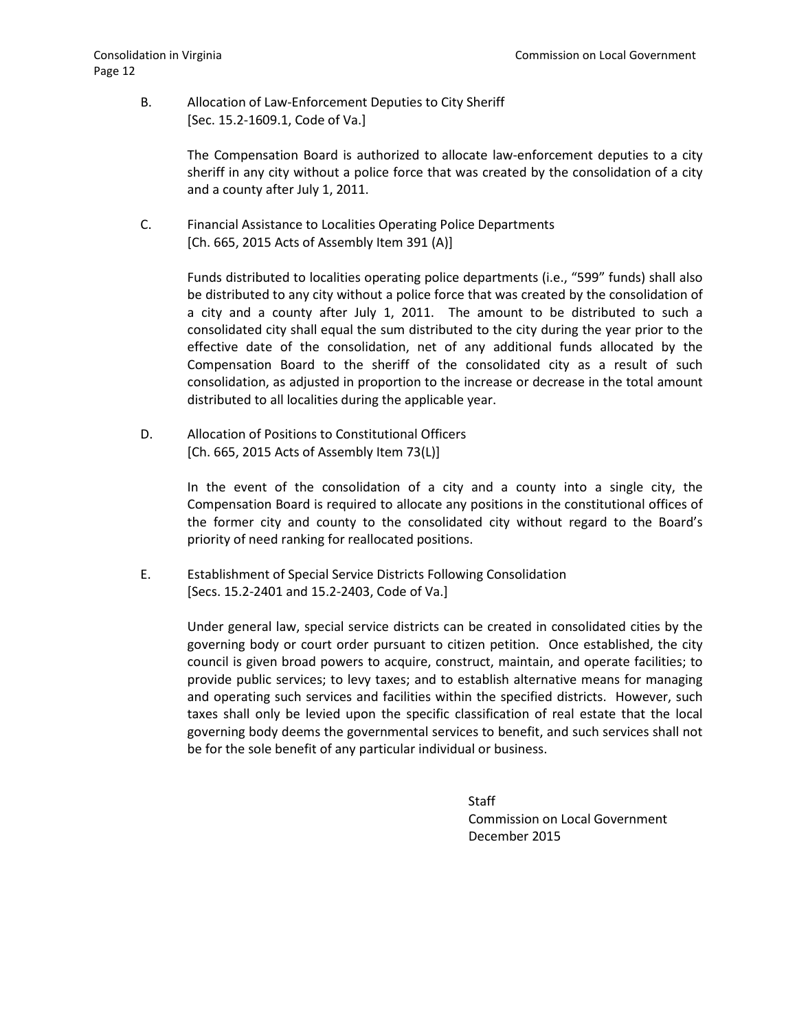B. Allocation of Law-Enforcement Deputies to City Sheriff
[Sec. 15.2-1609.1, Code of Va.]

The Compensation Board is authorized to allocate law-enforcement deputies to a city sheriff in any city without a police force that was created by the consolidation of a city and a county after July 1, 2011.

C. Financial Assistance to Localities Operating Police Departments
[Ch. 665, 2015 Acts of Assembly Item 391 (A)]

Funds distributed to localities operating police departments (i.e., "599" funds) shall also be distributed to any city without a police force that was created by the consolidation of a city and a county after July 1, 2011. The amount to be distributed to such a consolidated city shall equal the sum distributed to the city during the year prior to the effective date of the consolidation, net of any additional funds allocated by the Compensation Board to the sheriff of the consolidated city as a result of such consolidation, as adjusted in proportion to the increase or decrease in the total amount distributed to all localities during the applicable year.

D. Allocation of Positions to Constitutional Officers
[Ch. 665, 2015 Acts of Assembly Item 73(L)]

In the event of the consolidation of a city and a county into a single city, the Compensation Board is required to allocate any positions in the constitutional offices of the former city and county to the consolidated city without regard to the Board's priority of need ranking for reallocated positions.

E. Establishment of Special Service Districts Following Consolidation
[Secs. 15.2-2401 and 15.2-2403, Code of Va.]

Under general law, special service districts can be created in consolidated cities by the governing body or court order pursuant to citizen petition. Once established, the city council is given broad powers to acquire, construct, maintain, and operate facilities; to provide public services; to levy taxes; and to establish alternative means for managing and operating such services and facilities within the specified districts. However, such taxes shall only be levied upon the specific classification of real estate that the local governing body deems the governmental services to benefit, and such services shall not be for the sole benefit of any particular individual or business.

Staff
Commission on Local Government
December 2015